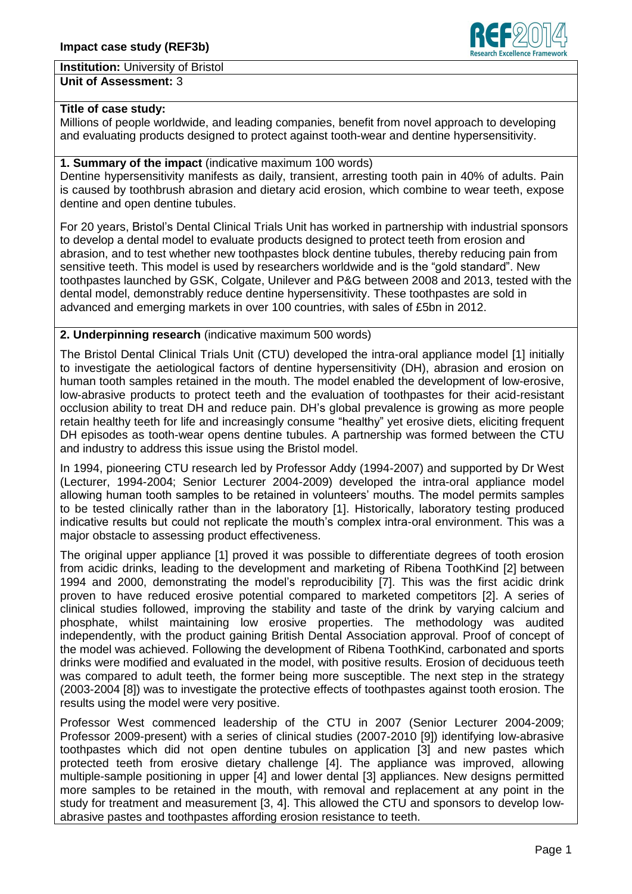# Impact case study (REF3b)

**Institution:** University of Bristol

**Unit of Assessment:** 3

**Title of case study:**

Millions of people worldwide, and leading companies, benefit from novel approach to developing and evaluating products designed to protect against tooth-wear and dentine hypersensitivity.

## 1. Summary of the impact (indicative maximum 100 words)

Dentine hypersensitivity manifests as daily, transient, arresting tooth pain in 40% of adults. Pain is caused by toothbrush abrasion and dietary acid erosion, which combine to wear teeth, expose dentine and open dentine tubules.

For 20 years, Bristol's Dental Clinical Trials Unit has worked in partnership with industrial sponsors to develop a dental model to evaluate products designed to protect teeth from erosion and abrasion, and to test whether new toothpastes block dentine tubules, thereby reducing pain from sensitive teeth. This model is used by researchers worldwide and is the "gold standard". New toothpastes launched by GSK, Colgate, Unilever and P&G between 2008 and 2013, tested with the dental model, demonstrably reduce dentine hypersensitivity. These toothpastes are sold in advanced and emerging markets in over 100 countries, with sales of £5bn in 2012.

## 2. Underpinning research (indicative maximum 500 words)

The Bristol Dental Clinical Trials Unit (CTU) developed the intra-oral appliance model [1] initially to investigate the aetiological factors of dentine hypersensitivity (DH), abrasion and erosion on human tooth samples retained in the mouth. The model enabled the development of low-erosive, low-abrasive products to protect teeth and the evaluation of toothpastes for their acid-resistant occlusion ability to treat DH and reduce pain. DH's global prevalence is growing as more people retain healthy teeth for life and increasingly consume "healthy" yet erosive diets, eliciting frequent DH episodes as tooth-wear opens dentine tubules. A partnership was formed between the CTU and industry to address this issue using the Bristol model.

In 1994, pioneering CTU research led by Professor Addy (1994-2007) and supported by Dr West (Lecturer, 1994-2004; Senior Lecturer 2004-2009) developed the intra-oral appliance model allowing human tooth samples to be retained in volunteers' mouths. The model permits samples to be tested clinically rather than in the laboratory [1]. Historically, laboratory testing produced indicative results but could not replicate the mouth's complex intra-oral environment. This was a major obstacle to assessing product effectiveness.

The original upper appliance [1] proved it was possible to differentiate degrees of tooth erosion from acidic drinks, leading to the development and marketing of Ribena ToothKind [2] between 1994 and 2000, demonstrating the model's reproducibility [7]. This was the first acidic drink proven to have reduced erosive potential compared to marketed competitors [2]. A series of clinical studies followed, improving the stability and taste of the drink by varying calcium and phosphate, whilst maintaining low erosive properties. The methodology was audited independently, with the product gaining British Dental Association approval. Proof of concept of the model was achieved. Following the development of Ribena ToothKind, carbonated and sports drinks were modified and evaluated in the model, with positive results. Erosion of deciduous teeth was compared to adult teeth, the former being more susceptible. The next step in the strategy (2003-2004 [8]) was to investigate the protective effects of toothpastes against tooth erosion. The results using the model were very positive.

Professor West commenced leadership of the CTU in 2007 (Senior Lecturer 2004-2009; Professor 2009-present) with a series of clinical studies (2007-2010 [9]) identifying low-abrasive toothpastes which did not open dentine tubules on application [3] and new pastes which protected teeth from erosive dietary challenge [4]. The appliance was improved, allowing multiple-sample positioning in upper [4] and lower dental [3] appliances. New designs permitted more samples to be retained in the mouth, with removal and replacement at any point in the study for treatment and measurement [3, 4]. This allowed the CTU and sponsors to develop low-abrasive pastes and toothpastes affording erosion resistance to teeth.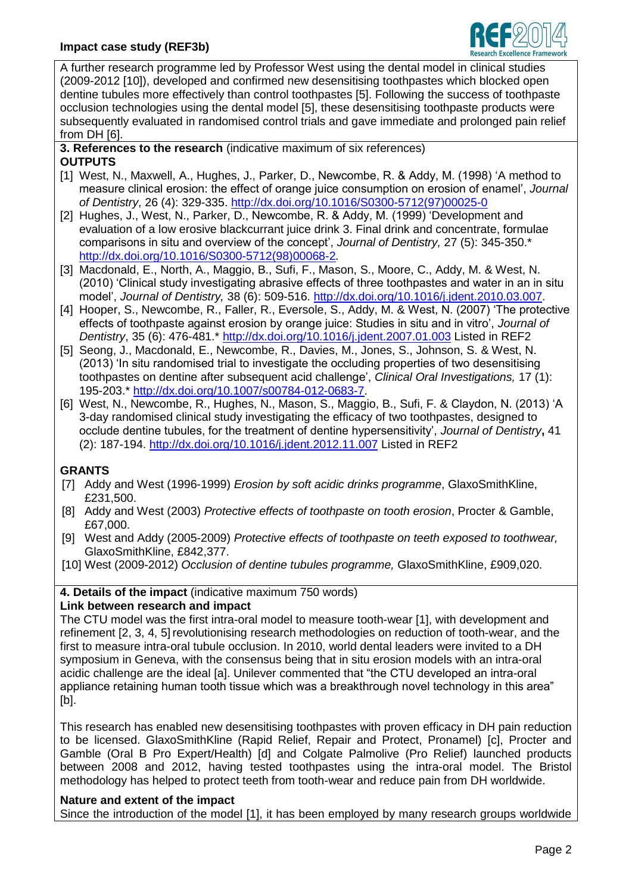A further research programme led by Professor West using the dental model in clinical studies (2009-2012 [10]), developed and confirmed new desensitising toothpastes which blocked open dentine tubules more effectively than control toothpastes [5]. Following the success of toothpaste occlusion technologies using the dental model [5], these desensitising toothpaste products were subsequently evaluated in randomised control trials and gave immediate and prolonged pain relief from DH [6].

**3. References to the research** (indicative maximum of six references)

**OUTPUTS**

- [1] West, N., Maxwell, A., Hughes, J., Parker, D., Newcombe, R. & Addy, M. (1998) 'A method to measure clinical erosion: the effect of orange juice consumption on erosion of enamel', *Journal of Dentistry*, 26 (4): 329-335. http://dx.doi.org/10.1016/S0300-5712(97)00025-0
- [2] Hughes, J., West, N., Parker, D., Newcombe, R. & Addy, M. (1999) 'Development and evaluation of a low erosive blackcurrant juice drink 3. Final drink and concentrate, formulae comparisons in situ and overview of the concept', *Journal of Dentistry,* 27 (5): 345-350.* http://dx.doi.org/10.1016/S0300-5712(98)00068-2.
- [3] Macdonald, E., North, A., Maggio, B., Sufi, F., Mason, S., Moore, C., Addy, M. & West, N. (2010) 'Clinical study investigating abrasive effects of three toothpastes and water in an in situ model', *Journal of Dentistry,* 38 (6): 509-516. http://dx.doi.org/10.1016/j.jdent.2010.03.007.
- [4] Hooper, S., Newcombe, R., Faller, R., Eversole, S., Addy, M. & West, N. (2007) 'The protective effects of toothpaste against erosion by orange juice: Studies in situ and in vitro', *Journal of Dentistry*, 35 (6): 476-481.* http://dx.doi.org/10.1016/j.jdent.2007.01.003 Listed in REF2
- [5] Seong, J., Macdonald, E., Newcombe, R., Davies, M., Jones, S., Johnson, S. & West, N. (2013) 'In situ randomised trial to investigate the occluding properties of two desensitising toothpastes on dentine after subsequent acid challenge', *Clinical Oral Investigations,* 17 (1): 195-203.* http://dx.doi.org/10.1007/s00784-012-0683-7.
- [6] West, N., Newcombe, R., Hughes, N., Mason, S., Maggio, B., Sufi, F. & Claydon, N. (2013) 'A 3-day randomised clinical study investigating the efficacy of two toothpastes, designed to occlude dentine tubules, for the treatment of dentine hypersensitivity', *Journal of Dentistry***,** 41 (2): 187-194. http://dx.doi.org/10.1016/j.jdent.2012.11.007 Listed in REF2

**GRANTS**

- [7] Addy and West (1996-1999) *Erosion by soft acidic drinks programme*, GlaxoSmithKline, £231,500.
- [8] Addy and West (2003) *Protective effects of toothpaste on tooth erosion*, Procter & Gamble, £67,000.
- [9] West and Addy (2005-2009) *Protective effects of toothpaste on teeth exposed to toothwear,* GlaxoSmithKline, £842,377.
- [10] West (2009-2012) *Occlusion of dentine tubules programme,* GlaxoSmithKline, £909,020.

**4. Details of the impact** (indicative maximum 750 words)

**Link between research and impact**

The CTU model was the first intra-oral model to measure tooth-wear [1], with development and refinement [2, 3, 4, 5] revolutionising research methodologies on reduction of tooth-wear, and the first to measure intra-oral tubule occlusion. In 2010, world dental leaders were invited to a DH symposium in Geneva, with the consensus being that in situ erosion models with an intra-oral acidic challenge are the ideal [a]. Unilever commented that "the CTU developed an intra-oral appliance retaining human tooth tissue which was a breakthrough novel technology in this area" [b].

This research has enabled new desensitising toothpastes with proven efficacy in DH pain reduction to be licensed. GlaxoSmithKline (Rapid Relief, Repair and Protect, Pronamel) [c], Procter and Gamble (Oral B Pro Expert/Health) [d] and Colgate Palmolive (Pro Relief) launched products between 2008 and 2012, having tested toothpastes using the intra-oral model. The Bristol methodology has helped to protect teeth from tooth-wear and reduce pain from DH worldwide.

**Nature and extent of the impact**

Since the introduction of the model [1], it has been employed by many research groups worldwide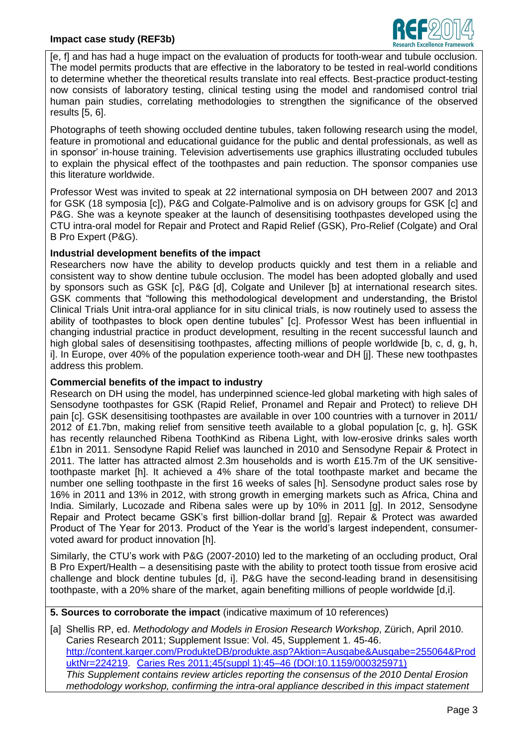[e, f] and has had a huge impact on the evaluation of products for tooth-wear and tubule occlusion. The model permits products that are effective in the laboratory to be tested in real-world conditions to determine whether the theoretical results translate into real effects. Best-practice product-testing now consists of laboratory testing, clinical testing using the model and randomised control trial human pain studies, correlating methodologies to strengthen the significance of the observed results [5, 6].

Photographs of teeth showing occluded dentine tubules, taken following research using the model, feature in promotional and educational guidance for the public and dental professionals, as well as in sponsor' in-house training. Television advertisements use graphics illustrating occluded tubules to explain the physical effect of the toothpastes and pain reduction. The sponsor companies use this literature worldwide.

Professor West was invited to speak at 22 international symposia on DH between 2007 and 2013 for GSK (18 symposia [c]), P&G and Colgate-Palmolive and is on advisory groups for GSK [c] and P&G. She was a keynote speaker at the launch of desensitising toothpastes developed using the CTU intra-oral model for Repair and Protect and Rapid Relief (GSK), Pro-Relief (Colgate) and Oral B Pro Expert (P&G).

**Industrial development benefits of the impact**

Researchers now have the ability to develop products quickly and test them in a reliable and consistent way to show dentine tubule occlusion. The model has been adopted globally and used by sponsors such as GSK [c], P&G [d], Colgate and Unilever [b] at international research sites. GSK comments that "following this methodological development and understanding, the Bristol Clinical Trials Unit intra-oral appliance for in situ clinical trials, is now routinely used to assess the ability of toothpastes to block open dentine tubules" [c]. Professor West has been influential in changing industrial practice in product development, resulting in the recent successful launch and high global sales of desensitising toothpastes, affecting millions of people worldwide [b, c, d, g, h, i]. In Europe, over 40% of the population experience tooth-wear and DH [j]. These new toothpastes address this problem.

**Commercial benefits of the impact to industry**

Research on DH using the model, has underpinned science-led global marketing with high sales of Sensodyne toothpastes for GSK (Rapid Relief, Pronamel and Repair and Protect) to relieve DH pain [c]. GSK desensitising toothpastes are available in over 100 countries with a turnover in 2011/ 2012 of £1.7bn, making relief from sensitive teeth available to a global population [c, g, h]. GSK has recently relaunched Ribena ToothKind as Ribena Light, with low-erosive drinks sales worth £1bn in 2011. Sensodyne Rapid Relief was launched in 2010 and Sensodyne Repair & Protect in 2011. The latter has attracted almost 2.3m households and is worth £15.7m of the UK sensitive-toothpaste market [h]. It achieved a 4% share of the total toothpaste market and became the number one selling toothpaste in the first 16 weeks of sales [h]. Sensodyne product sales rose by 16% in 2011 and 13% in 2012, with strong growth in emerging markets such as Africa, China and India. Similarly, Lucozade and Ribena sales were up by 10% in 2011 [g]. In 2012, Sensodyne Repair and Protect became GSK's first billion-dollar brand [g]. Repair & Protect was awarded Product of The Year for 2013. Product of the Year is the world's largest independent, consumer-voted award for product innovation [h].

Similarly, the CTU's work with P&G (2007-2010) led to the marketing of an occluding product, Oral B Pro Expert/Health – a desensitising paste with the ability to protect tooth tissue from erosive acid challenge and block dentine tubules [d, i]. P&G have the second-leading brand in desensitising toothpaste, with a 20% share of the market, again benefiting millions of people worldwide [d,i].

## 5. Sources to corroborate the impact (indicative maximum of 10 references)

[a] Shellis RP, ed. *Methodology and Models in Erosion Research Workshop*, Zürich, April 2010. Caries Research 2011; Supplement Issue: Vol. 45, Supplement 1. 45-46. http://content.karger.com/ProdukteDB/produkte.asp?Aktion=Ausgabe&Ausgabe=255064&ProduktNr=224219. Caries Res 2011;45(suppl 1):45–46 (DOI:10.1159/000325971)
*This Supplement contains review articles reporting the consensus of the 2010 Dental Erosion methodology workshop, confirming the intra-oral appliance described in this impact statement*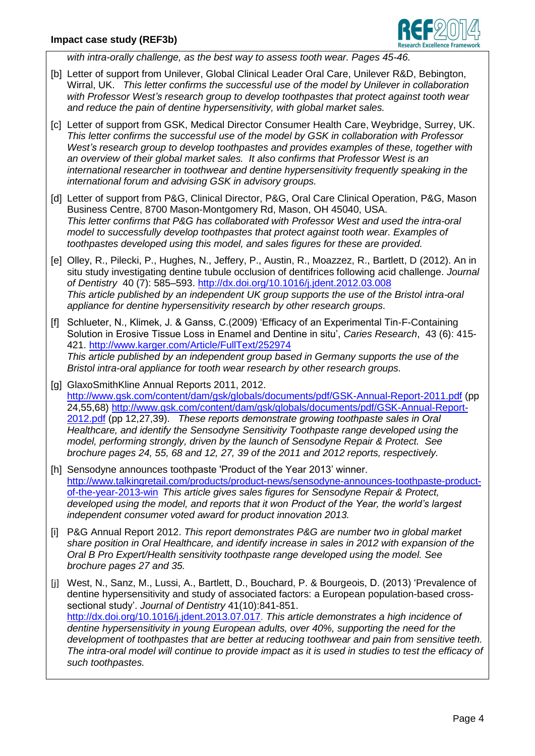*with intra-orally challenge, as the best way to assess tooth wear. Pages 45-46.*

[b] Letter of support from Unilever, Global Clinical Leader Oral Care, Unilever R&D, Bebington, Wirral, UK. *This letter confirms the successful use of the model by Unilever in collaboration with Professor West's research group to develop toothpastes that protect against tooth wear and reduce the pain of dentine hypersensitivity, with global market sales.*

[c] Letter of support from GSK, Medical Director Consumer Health Care, Weybridge, Surrey, UK. *This letter confirms the successful use of the model by GSK in collaboration with Professor West's research group to develop toothpastes and provides examples of these, together with an overview of their global market sales. It also confirms that Professor West is an international researcher in toothwear and dentine hypersensitivity frequently speaking in the international forum and advising GSK in advisory groups.*

[d] Letter of support from P&G, Clinical Director, P&G, Oral Care Clinical Operation, P&G, Mason Business Centre, 8700 Mason-Montgomery Rd, Mason, OH 45040, USA. *This letter confirms that P&G has collaborated with Professor West and used the intra-oral model to successfully develop toothpastes that protect against tooth wear. Examples of toothpastes developed using this model, and sales figures for these are provided.*

[e] Olley, R., Pilecki, P., Hughes, N., Jeffery, P., Austin, R., Moazzez, R., Bartlett, D (2012). An in situ study investigating dentine tubule occlusion of dentifrices following acid challenge. *Journal of Dentistry* 40 (7): 585–593. http://dx.doi.org/10.1016/j.jdent.2012.03.008 *This article published by an independent UK group supports the use of the Bristol intra-oral appliance for dentine hypersensitivity research by other research groups.*

[f] Schlueter, N., Klimek, J. & Ganss, C.(2009) 'Efficacy of an Experimental Tin-F-Containing Solution in Erosive Tissue Loss in Enamel and Dentine in situ', *Caries Research*, 43 (6): 415-421. http://www.karger.com/Article/FullText/252974 *This article published by an independent group based in Germany supports the use of the Bristol intra-oral appliance for tooth wear research by other research groups.*

[g] GlaxoSmithKline Annual Reports 2011, 2012. http://www.gsk.com/content/dam/gsk/globals/documents/pdf/GSK-Annual-Report-2011.pdf (pp 24,55,68) http://www.gsk.com/content/dam/gsk/globals/documents/pdf/GSK-Annual-Report-2012.pdf (pp 12,27,39). *These reports demonstrate growing toothpaste sales in Oral Healthcare, and identify the Sensodyne Sensitivity Toothpaste range developed using the model, performing strongly, driven by the launch of Sensodyne Repair & Protect. See brochure pages 24, 55, 68 and 12, 27, 39 of the 2011 and 2012 reports, respectively.*

[h] Sensodyne announces toothpaste 'Product of the Year 2013' winner. http://www.talkingretail.com/products/product-news/sensodyne-announces-toothpaste-product-of-the-year-2013-win *This article gives sales figures for Sensodyne Repair & Protect, developed using the model, and reports that it won Product of the Year, the world's largest independent consumer voted award for product innovation 2013.*

[i] P&G Annual Report 2012. *This report demonstrates P&G are number two in global market share position in Oral Healthcare, and identify increase in sales in 2012 with expansion of the Oral B Pro Expert/Health sensitivity toothpaste range developed using the model. See brochure pages 27 and 35.*

[j] West, N., Sanz, M., Lussi, A., Bartlett, D., Bouchard, P. & Bourgeois, D. (2013) 'Prevalence of dentine hypersensitivity and study of associated factors: a European population-based cross-sectional study'. *Journal of Dentistry* 41(10):841-851. http://dx.doi.org/10.1016/j.jdent.2013.07.017. *This article demonstrates a high incidence of dentine hypersensitivity in young European adults, over 40%, supporting the need for the development of toothpastes that are better at reducing toothwear and pain from sensitive teeth. The intra-oral model will continue to provide impact as it is used in studies to test the efficacy of such toothpastes.*